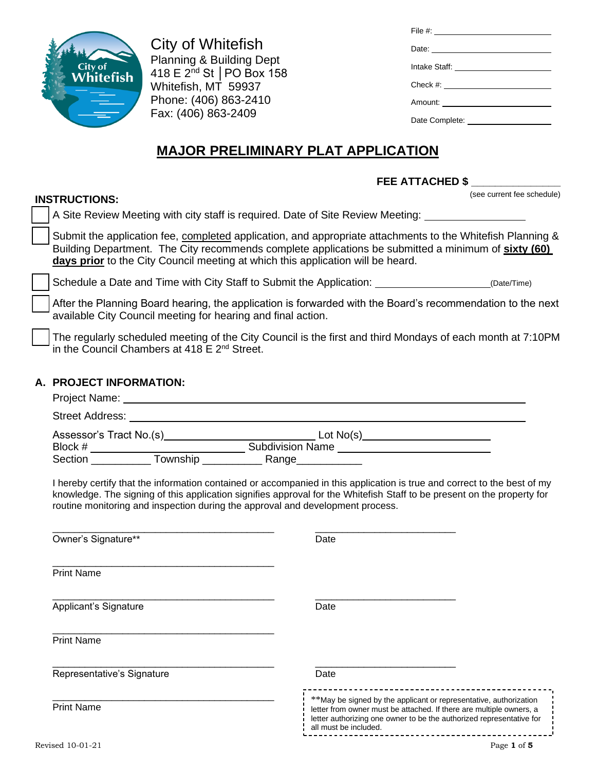City of Whitefish
Planning & Building Dept
418 E 2nd St │PO Box 158
Whitefish, MT 59937
Phone: (406) 863-2410
Fax: (406) 863-2409

File #: ______________________
Date: ______________________
Intake Staff: ______________________
Check #: ______________________
Amount: ______________________
Date Complete: ______________________

# MAJOR PRELIMINARY PLAT APPLICATION

**FEE ATTACHED $ _______________**
(see current fee schedule)

**INSTRUCTIONS:**

- [ ] A Site Review Meeting with city staff is required. Date of Site Review Meeting: ______________
- [ ] Submit the application fee, completed application, and appropriate attachments to the Whitefish Planning & Building Department. The City recommends complete applications be submitted a minimum of **sixty (60) days prior** to the City Council meeting at which this application will be heard.
- [ ] Schedule a Date and Time with City Staff to Submit the Application: ____________________(Date/Time)
- [ ] After the Planning Board hearing, the application is forwarded with the Board's recommendation to the next available City Council meeting for hearing and final action.
- [ ] The regularly scheduled meeting of the City Council is the first and third Mondays of each month at 7:10PM in the Council Chambers at 418 E 2nd Street.

## A. PROJECT INFORMATION:

Project Name: ______________________________________________

Street Address: ______________________________________________

Assessor's Tract No.(s)________________________ Lot No(s)____________________
Block # ________________________ Subdivision Name ____________________
Section __________ Township __________ Range___________

I hereby certify that the information contained or accompanied in this application is true and correct to the best of my knowledge. The signing of this application signifies approval for the Whitefish Staff to be present on the property for routine monitoring and inspection during the approval and development process.

________________________________________ ________________________
Owner's Signature** Date

________________________________________
Print Name

________________________________________ ________________________
Applicant's Signature Date

________________________________________
Print Name

________________________________________ ________________________
Representative's Signature Date

________________________________________
Print Name

**May be signed by the applicant or representative, authorization letter from owner must be attached. If there are multiple owners, a letter authorizing one owner to be the authorized representative for all must be included.

Revised 10-01-21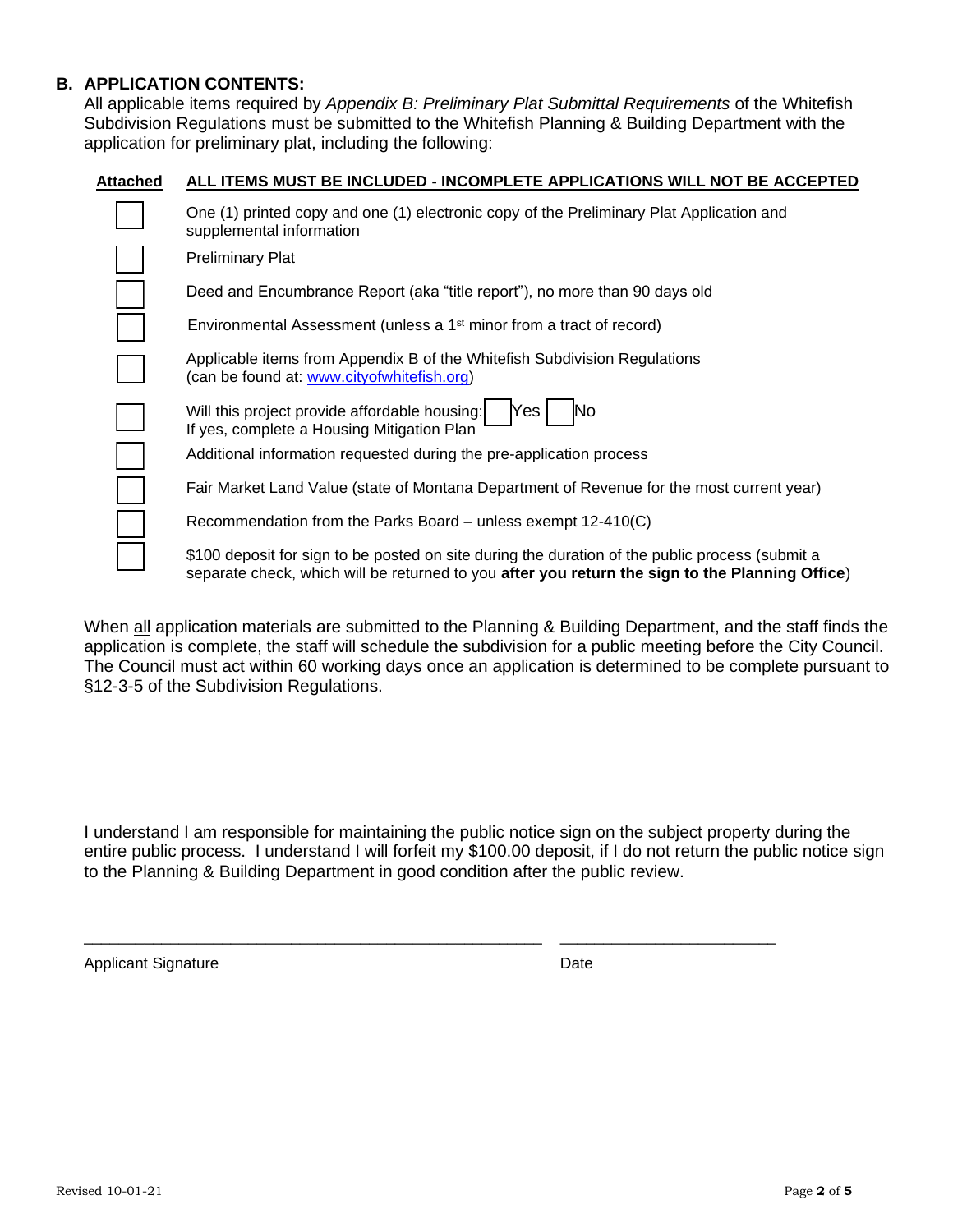## B. APPLICATION CONTENTS:

All applicable items required by *Appendix B: Preliminary Plat Submittal Requirements* of the Whitefish Subdivision Regulations must be submitted to the Whitefish Planning & Building Department with the application for preliminary plat, including the following:

| Attached | ALL ITEMS MUST BE INCLUDED - INCOMPLETE APPLICATIONS WILL NOT BE ACCEPTED |
|---|---|
| ☐ | One (1) printed copy and one (1) electronic copy of the Preliminary Plat Application and supplemental information |
| ☐ | Preliminary Plat |
| ☐ | Deed and Encumbrance Report (aka "title report"), no more than 90 days old |
| ☐ | Environmental Assessment (unless a 1st minor from a tract of record) |
| ☐ | Applicable items from Appendix B of the Whitefish Subdivision Regulations (can be found at: www.cityofwhitefish.org) |
| ☐ | Will this project provide affordable housing: ☐ Yes ☐ No<br>If yes, complete a Housing Mitigation Plan |
| ☐ | Additional information requested during the pre-application process |
| ☐ | Fair Market Land Value (state of Montana Department of Revenue for the most current year) |
| ☐ | Recommendation from the Parks Board – unless exempt 12-410(C) |
| ☐ | $100 deposit for sign to be posted on site during the duration of the public process (submit a separate check, which will be returned to you **after you return the sign to the Planning Office**) |

When all application materials are submitted to the Planning & Building Department, and the staff finds the application is complete, the staff will schedule the subdivision for a public meeting before the City Council. The Council must act within 60 working days once an application is determined to be complete pursuant to §12-3-5 of the Subdivision Regulations.

I understand I am responsible for maintaining the public notice sign on the subject property during the entire public process. I understand I will forfeit my $100.00 deposit, if I do not return the public notice sign to the Planning & Building Department in good condition after the public review.

\_\_\_\_\_\_\_\_\_\_\_\_\_\_\_\_\_\_\_\_\_\_\_\_\_\_\_\_\_\_\_\_\_\_\_\_\_\_\_\_ \_\_\_\_\_\_\_\_\_\_\_\_\_\_\_\_\_\_\_\_\_\_\_\_

Applicant Signature Date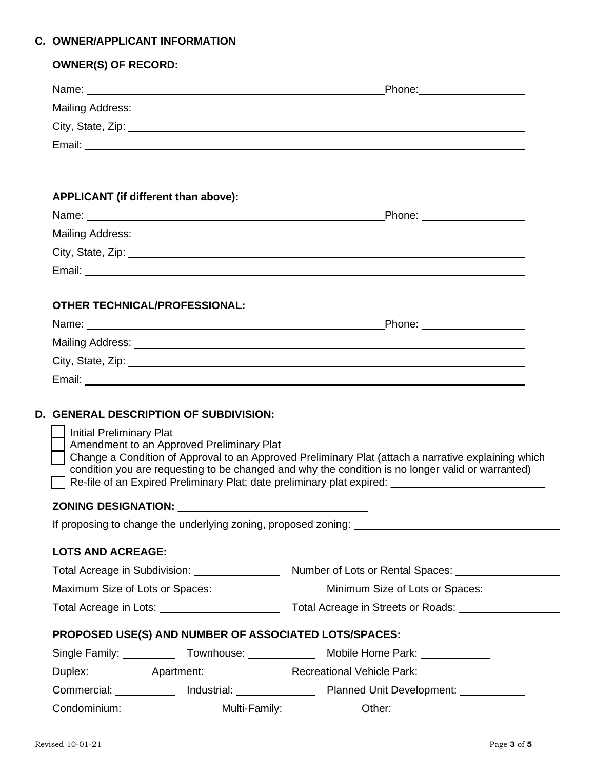## C. OWNER/APPLICANT INFORMATION

### OWNER(S) OF RECORD:

Name: ______________________________ Phone: ______________

Mailing Address: ______________________________

City, State, Zip: ______________________________

Email: ______________________________

### APPLICANT (if different than above):

Name: ______________________________ Phone: ______________

Mailing Address: ______________________________

City, State, Zip: ______________________________

Email: ______________________________

### OTHER TECHNICAL/PROFESSIONAL:

Name: ______________________________ Phone: ______________

Mailing Address: ______________________________

City, State, Zip: ______________________________

Email: ______________________________

## D. GENERAL DESCRIPTION OF SUBDIVISION:

- ☐ Initial Preliminary Plat
- ☐ Amendment to an Approved Preliminary Plat
- ☐ Change a Condition of Approval to an Approved Preliminary Plat (attach a narrative explaining which condition you are requesting to be changed and why the condition is no longer valid or warranted)
- ☐ Re-file of an Expired Preliminary Plat; date preliminary plat expired: ______________

**ZONING DESIGNATION:** ______________________________

If proposing to change the underlying zoning, proposed zoning: ______________________________

### LOTS AND ACREAGE:

Total Acreage in Subdivision: ______________ Number of Lots or Rental Spaces: ______________

Maximum Size of Lots or Spaces: ______________ Minimum Size of Lots or Spaces: ______________

Total Acreage in Lots: ______________ Total Acreage in Streets or Roads: ______________

### PROPOSED USE(S) AND NUMBER OF ASSOCIATED LOTS/SPACES:

Single Family: __________ Townhouse: __________ Mobile Home Park: __________

Duplex: __________ Apartment: __________ Recreational Vehicle Park: __________

Commercial: __________ Industrial: __________ Planned Unit Development: __________

Condominium: __________ Multi-Family: __________ Other: __________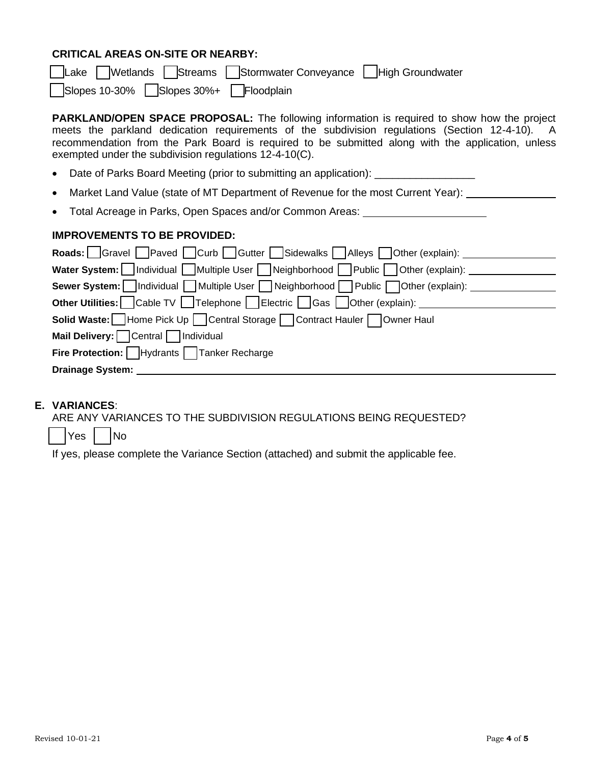### CRITICAL AREAS ON-SITE OR NEARBY:

☐ Lake ☐ Wetlands ☐ Streams ☐ Stormwater Conveyance ☐ High Groundwater

☐ Slopes 10-30% ☐ Slopes 30%+ ☐ Floodplain

**PARKLAND/OPEN SPACE PROPOSAL:** The following information is required to show how the project meets the parkland dedication requirements of the subdivision regulations (Section 12-4-10). A recommendation from the Park Board is required to be submitted along with the application, unless exempted under the subdivision regulations 12-4-10(C).

- Date of Parks Board Meeting (prior to submitting an application): ________________
- Market Land Value (state of MT Department of Revenue for the most Current Year): ________________
- Total Acreage in Parks, Open Spaces and/or Common Areas: ____________________

### IMPROVEMENTS TO BE PROVIDED:

**Roads:** ☐ Gravel ☐ Paved ☐ Curb ☐ Gutter ☐ Sidewalks ☐ Alleys ☐ Other (explain): ________________

**Water System:** ☐ Individual ☐ Multiple User ☐ Neighborhood ☐ Public ☐ Other (explain): ________________

**Sewer System:** ☐ Individual ☐ Multiple User ☐ Neighborhood ☐ Public ☐ Other (explain): ________________

**Other Utilities:** ☐ Cable TV ☐ Telephone ☐ Electric ☐ Gas ☐ Other (explain): ________________________

**Solid Waste:** ☐ Home Pick Up ☐ Central Storage ☐ Contract Hauler ☐ Owner Haul

**Mail Delivery:** ☐ Central ☐ Individual

**Fire Protection:** ☐ Hydrants ☐ Tanker Recharge

**Drainage System:** ________________________________________________________________

## E. VARIANCES:

ARE ANY VARIANCES TO THE SUBDIVISION REGULATIONS BEING REQUESTED?

☐ Yes ☐ No

If yes, please complete the Variance Section (attached) and submit the applicable fee.

Revised 10-01-21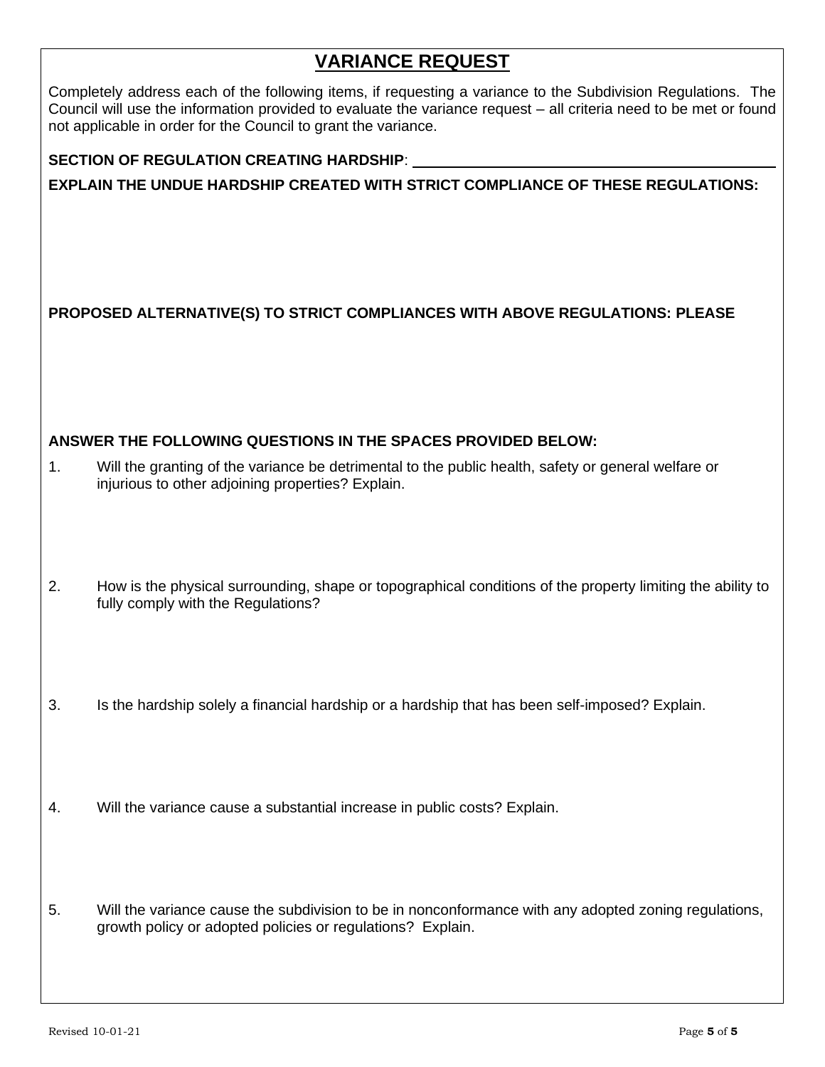# VARIANCE REQUEST

Completely address each of the following items, if requesting a variance to the Subdivision Regulations. The Council will use the information provided to evaluate the variance request – all criteria need to be met or found not applicable in order for the Council to grant the variance.

**SECTION OF REGULATION CREATING HARDSHIP**: ______________________________________________

**EXPLAIN THE UNDUE HARDSHIP CREATED WITH STRICT COMPLIANCE OF THESE REGULATIONS:**

**PROPOSED ALTERNATIVE(S) TO STRICT COMPLIANCES WITH ABOVE REGULATIONS: PLEASE**

**ANSWER THE FOLLOWING QUESTIONS IN THE SPACES PROVIDED BELOW:**

1. Will the granting of the variance be detrimental to the public health, safety or general welfare or injurious to other adjoining properties? Explain.

2. How is the physical surrounding, shape or topographical conditions of the property limiting the ability to fully comply with the Regulations?

3. Is the hardship solely a financial hardship or a hardship that has been self-imposed? Explain.

4. Will the variance cause a substantial increase in public costs? Explain.

5. Will the variance cause the subdivision to be in nonconformance with any adopted zoning regulations, growth policy or adopted policies or regulations? Explain.

Revised 10-01-21